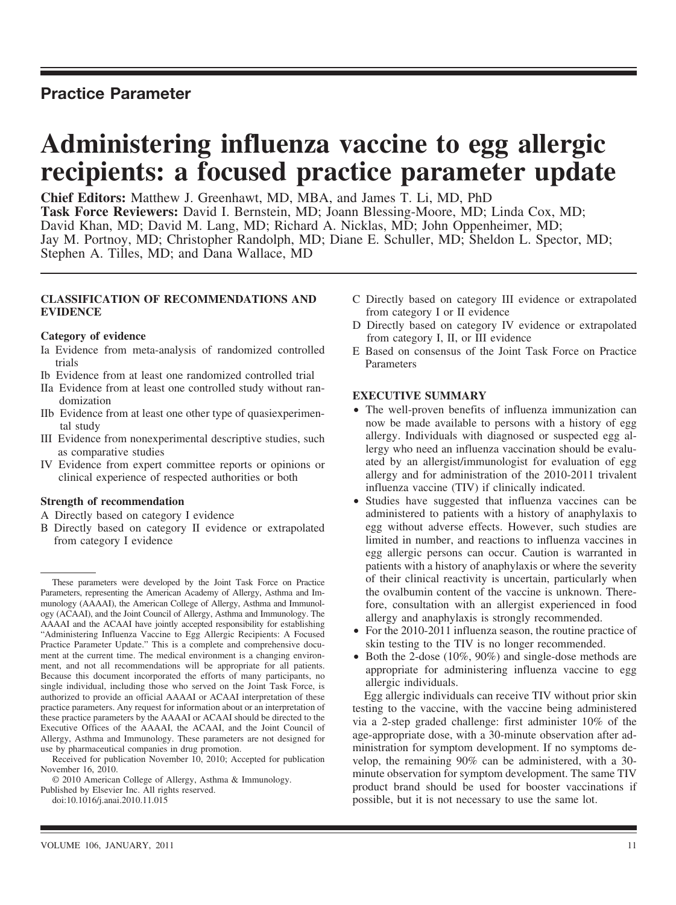## Practice Parameter

# Administering influenza vaccine to egg allergic recipients: a focused practice parameter update

**Chief Editors:** Matthew J. Greenhawt, MD, MBA, and James T. Li, MD, PhD
**Task Force Reviewers:** David I. Bernstein, MD; Joann Blessing-Moore, MD; Linda Cox, MD; David Khan, MD; David M. Lang, MD; Richard A. Nicklas, MD; John Oppenheimer, MD; Jay M. Portnoy, MD; Christopher Randolph, MD; Diane E. Schuller, MD; Sheldon L. Spector, MD; Stephen A. Tilles, MD; and Dana Wallace, MD

### CLASSIFICATION OF RECOMMENDATIONS AND EVIDENCE

#### Category of evidence

- Ia Evidence from meta-analysis of randomized controlled trials
- Ib Evidence from at least one randomized controlled trial
- IIa Evidence from at least one controlled study without randomization
- IIb Evidence from at least one other type of quasiexperimental study
- III Evidence from nonexperimental descriptive studies, such as comparative studies
- IV Evidence from expert committee reports or opinions or clinical experience of respected authorities or both

#### Strength of recommendation

- A Directly based on category I evidence
- B Directly based on category II evidence or extrapolated from category I evidence
- C Directly based on category III evidence or extrapolated from category I or II evidence
- D Directly based on category IV evidence or extrapolated from category I, II, or III evidence
- E Based on consensus of the Joint Task Force on Practice Parameters

### EXECUTIVE SUMMARY

- The well-proven benefits of influenza immunization can now be made available to persons with a history of egg allergy. Individuals with diagnosed or suspected egg allergy who need an influenza vaccination should be evaluated by an allergist/immunologist for evaluation of egg allergy and for administration of the 2010-2011 trivalent influenza vaccine (TIV) if clinically indicated.
- Studies have suggested that influenza vaccines can be administered to patients with a history of anaphylaxis to egg without adverse effects. However, such studies are limited in number, and reactions to influenza vaccines in egg allergic persons can occur. Caution is warranted in patients with a history of anaphylaxis or where the severity of their clinical reactivity is uncertain, particularly when the ovalbumin content of the vaccine is unknown. Therefore, consultation with an allergist experienced in food allergy and anaphylaxis is strongly recommended.
- For the 2010-2011 influenza season, the routine practice of skin testing to the TIV is no longer recommended.
- Both the 2-dose (10%, 90%) and single-dose methods are appropriate for administering influenza vaccine to egg allergic individuals.

Egg allergic individuals can receive TIV without prior skin testing to the vaccine, with the vaccine being administered via a 2-step graded challenge: first administer 10% of the age-appropriate dose, with a 30-minute observation after administration for symptom development. If no symptoms develop, the remaining 90% can be administered, with a 30-minute observation for symptom development. The same TIV product brand should be used for booster vaccinations if possible, but it is not necessary to use the same lot.

---

These parameters were developed by the Joint Task Force on Practice Parameters, representing the American Academy of Allergy, Asthma and Immunology (AAAAI), the American College of Allergy, Asthma and Immunology (ACAAI), and the Joint Council of Allergy, Asthma and Immunology. The AAAAI and the ACAAI have jointly accepted responsibility for establishing "Administering Influenza Vaccine to Egg Allergic Recipients: A Focused Practice Parameter Update." This is a complete and comprehensive document at the current time. The medical environment is a changing environment, and not all recommendations will be appropriate for all patients. Because this document incorporated the efforts of many participants, no single individual, including those who served on the Joint Task Force, is authorized to provide an official AAAAI or ACAAI interpretation of these practice parameters. Any request for information about or an interpretation of these practice parameters by the AAAAI or ACAAI should be directed to the Executive Offices of the AAAAI, the ACAAI, and the Joint Council of Allergy, Asthma and Immunology. These parameters are not designed for use by pharmaceutical companies in drug promotion.

Received for publication November 10, 2010; Accepted for publication November 16, 2010.

© 2010 American College of Allergy, Asthma & Immunology.
Published by Elsevier Inc. All rights reserved.
doi:10.1016/j.anai.2010.11.015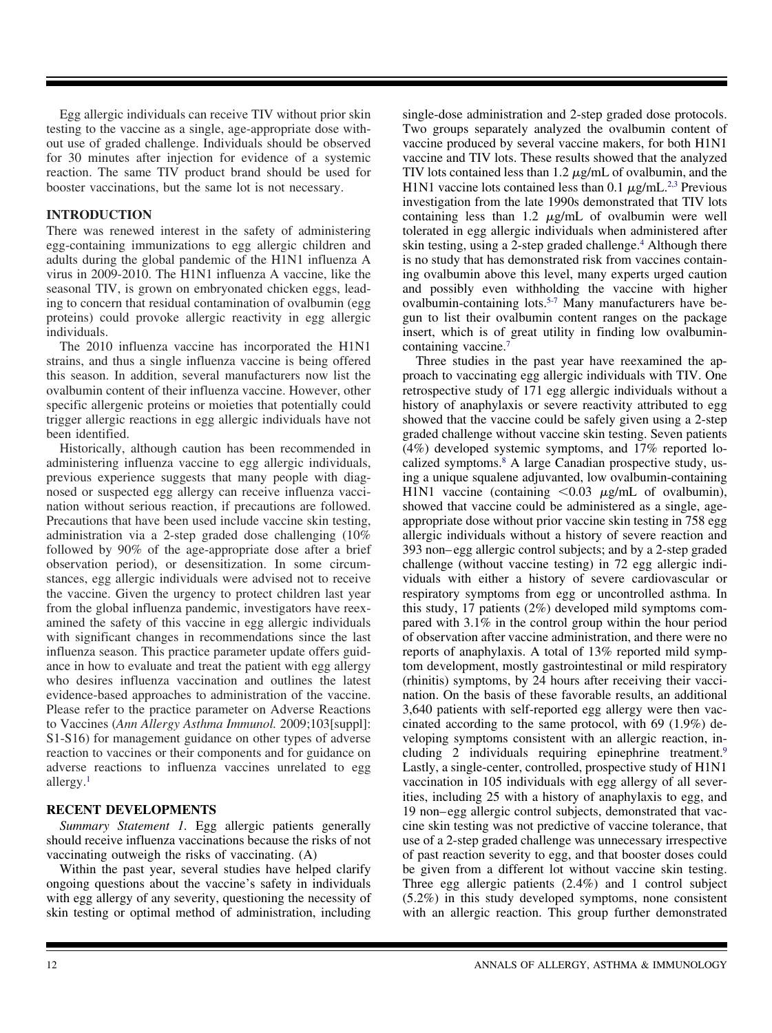Egg allergic individuals can receive TIV without prior skin testing to the vaccine as a single, age-appropriate dose without use of graded challenge. Individuals should be observed for 30 minutes after injection for evidence of a systemic reaction. The same TIV product brand should be used for booster vaccinations, but the same lot is not necessary.

## INTRODUCTION

There was renewed interest in the safety of administering egg-containing immunizations to egg allergic children and adults during the global pandemic of the H1N1 influenza A virus in 2009-2010. The H1N1 influenza A vaccine, like the seasonal TIV, is grown on embryonated chicken eggs, leading to concern that residual contamination of ovalbumin (egg proteins) could provoke allergic reactivity in egg allergic individuals.

The 2010 influenza vaccine has incorporated the H1N1 strains, and thus a single influenza vaccine is being offered this season. In addition, several manufacturers now list the ovalbumin content of their influenza vaccine. However, other specific allergenic proteins or moieties that potentially could trigger allergic reactions in egg allergic individuals have not been identified.

Historically, although caution has been recommended in administering influenza vaccine to egg allergic individuals, previous experience suggests that many people with diagnosed or suspected egg allergy can receive influenza vaccination without serious reaction, if precautions are followed. Precautions that have been used include vaccine skin testing, administration via a 2-step graded dose challenging (10% followed by 90% of the age-appropriate dose after a brief observation period), or desensitization. In some circumstances, egg allergic individuals were advised not to receive the vaccine. Given the urgency to protect children last year from the global influenza pandemic, investigators have reexamined the safety of this vaccine in egg allergic individuals with significant changes in recommendations since the last influenza season. This practice parameter update offers guidance in how to evaluate and treat the patient with egg allergy who desires influenza vaccination and outlines the latest evidence-based approaches to administration of the vaccine. Please refer to the practice parameter on Adverse Reactions to Vaccines (*Ann Allergy Asthma Immunol.* 2009;103[suppl]: S1-S16) for management guidance on other types of adverse reaction to vaccines or their components and for guidance on adverse reactions to influenza vaccines unrelated to egg allergy.[1]

## RECENT DEVELOPMENTS

*Summary Statement 1.* Egg allergic patients generally should receive influenza vaccinations because the risks of not vaccinating outweigh the risks of vaccinating. (A)

Within the past year, several studies have helped clarify ongoing questions about the vaccine's safety in individuals with egg allergy of any severity, questioning the necessity of skin testing or optimal method of administration, including single-dose administration and 2-step graded dose protocols. Two groups separately analyzed the ovalbumin content of vaccine produced by several vaccine makers, for both H1N1 vaccine and TIV lots. These results showed that the analyzed TIV lots contained less than 1.2 μg/mL of ovalbumin, and the H1N1 vaccine lots contained less than 0.1 μg/mL.[2,3] Previous investigation from the late 1990s demonstrated that TIV lots containing less than 1.2 μg/mL of ovalbumin were well tolerated in egg allergic individuals when administered after skin testing, using a 2-step graded challenge.[4] Although there is no study that has demonstrated risk from vaccines containing ovalbumin above this level, many experts urged caution and possibly even withholding the vaccine with higher ovalbumin-containing lots.[5-7] Many manufacturers have begun to list their ovalbumin content ranges on the package insert, which is of great utility in finding low ovalbumin-containing vaccine.[7]

Three studies in the past year have reexamined the approach to vaccinating egg allergic individuals with TIV. One retrospective study of 171 egg allergic individuals without a history of anaphylaxis or severe reactivity attributed to egg showed that the vaccine could be safely given using a 2-step graded challenge without vaccine skin testing. Seven patients (4%) developed systemic symptoms, and 17% reported localized symptoms.[8] A large Canadian prospective study, using a unique squalene adjuvanted, low ovalbumin-containing H1N1 vaccine (containing <0.03 μg/mL of ovalbumin), showed that vaccine could be administered as a single, age-appropriate dose without prior vaccine skin testing in 758 egg allergic individuals without a history of severe reaction and 393 non–egg allergic control subjects; and by a 2-step graded challenge (without vaccine testing) in 72 egg allergic individuals with either a history of severe cardiovascular or respiratory symptoms from egg or uncontrolled asthma. In this study, 17 patients (2%) developed mild symptoms compared with 3.1% in the control group within the hour period of observation after vaccine administration, and there were no reports of anaphylaxis. A total of 13% reported mild symptom development, mostly gastrointestinal or mild respiratory (rhinitis) symptoms, by 24 hours after receiving their vaccination. On the basis of these favorable results, an additional 3,640 patients with self-reported egg allergy were then vaccinated according to the same protocol, with 69 (1.9%) developing symptoms consistent with an allergic reaction, including 2 individuals requiring epinephrine treatment.[9] Lastly, a single-center, controlled, prospective study of H1N1 vaccination in 105 individuals with egg allergy of all severities, including 25 with a history of anaphylaxis to egg, and 19 non–egg allergic control subjects, demonstrated that vaccine skin testing was not predictive of vaccine tolerance, that use of a 2-step graded challenge was unnecessary irrespective of past reaction severity to egg, and that booster doses could be given from a different lot without vaccine skin testing. Three egg allergic patients (2.4%) and 1 control subject (5.2%) in this study developed symptoms, none consistent with an allergic reaction. This group further demonstrated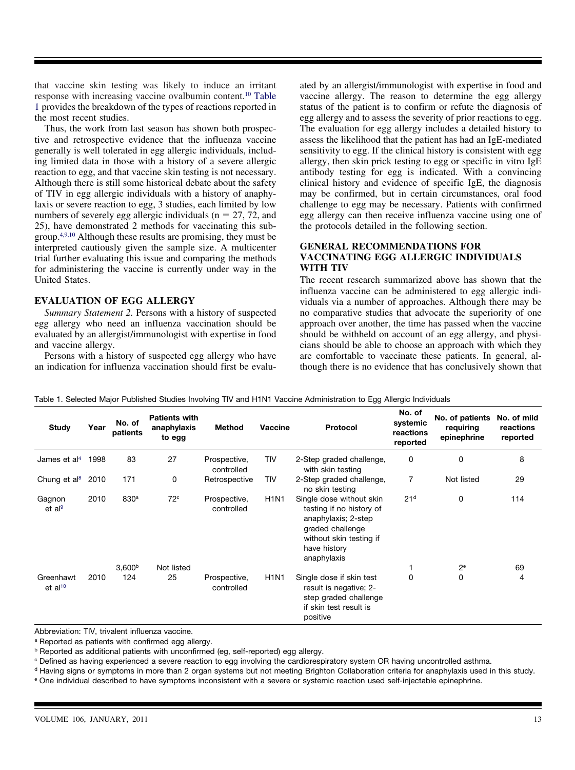that vaccine skin testing was likely to induce an irritant response with increasing vaccine ovalbumin content.[10] Table 1 provides the breakdown of the types of reactions reported in the most recent studies.

Thus, the work from last season has shown both prospective and retrospective evidence that the influenza vaccine generally is well tolerated in egg allergic individuals, including limited data in those with a history of a severe allergic reaction to egg, and that vaccine skin testing is not necessary. Although there is still some historical debate about the safety of TIV in egg allergic individuals with a history of anaphylaxis or severe reaction to egg, 3 studies, each limited by low numbers of severely egg allergic individuals (n = 27, 72, and 25), have demonstrated 2 methods for vaccinating this subgroup.[4,9,10] Although these results are promising, they must be interpreted cautiously given the sample size. A multicenter trial further evaluating this issue and comparing the methods for administering the vaccine is currently under way in the United States.

## EVALUATION OF EGG ALLERGY

*Summary Statement 2.* Persons with a history of suspected egg allergy who need an influenza vaccination should be evaluated by an allergist/immunologist with expertise in food and vaccine allergy.

Persons with a history of suspected egg allergy who have an indication for influenza vaccination should first be evaluated by an allergist/immunologist with expertise in food and vaccine allergy. The reason to determine the egg allergy status of the patient is to confirm or refute the diagnosis of egg allergy and to assess the severity of prior reactions to egg. The evaluation for egg allergy includes a detailed history to assess the likelihood that the patient has had an IgE-mediated sensitivity to egg. If the clinical history is consistent with egg allergy, then skin prick testing to egg or specific in vitro IgE antibody testing for egg is indicated. With a convincing clinical history and evidence of specific IgE, the diagnosis may be confirmed, but in certain circumstances, oral food challenge to egg may be necessary. Patients with confirmed egg allergy can then receive influenza vaccine using one of the protocols detailed in the following section.

## GENERAL RECOMMENDATIONS FOR VACCINATING EGG ALLERGIC INDIVIDUALS WITH TIV

The recent research summarized above has shown that the influenza vaccine can be administered to egg allergic individuals via a number of approaches. Although there may be no comparative studies that advocate the superiority of one approach over another, the time has passed when the vaccine should be withheld on account of an egg allergy, and physicians should be able to choose an approach with which they are comfortable to vaccinate these patients. In general, although there is no evidence that has conclusively shown that

Table 1. Selected Major Published Studies Involving TIV and H1N1 Vaccine Administration to Egg Allergic Individuals

| Study | Year | No. of patients | Patients with anaphylaxis to egg | Method | Vaccine | Protocol | No. of systemic reactions reported | No. of patients requiring epinephrine | No. of mild reactions reported |
|---|---|---|---|---|---|---|---|---|---|
| James et al[4] | 1998 | 83 | 27 | Prospective, controlled | TIV | 2-Step graded challenge, with skin testing | 0 | 0 | 8 |
| Chung et al[8] | 2010 | 171 | 0 | Retrospective | TIV | 2-Step graded challenge, no skin testing | 7 | Not listed | 29 |
| Gagnon et al[9] | 2010 | 830[a] | 72[c] | Prospective, controlled | H1N1 | Single dose without skin testing if no history of anaphylaxis; 2-step graded challenge without skin testing if have history anaphylaxis | 21[d] | 0 | 114 |
| | | 3,600[b] | Not listed | | | | 1 | 2[e] | 69 |
| Greenhawt et al[10] | 2010 | 124 | 25 | Prospective, controlled | H1N1 | Single dose if skin test result is negative; 2-step graded challenge if skin test result is positive | 0 | 0 | 4 |

Abbreviation: TIV, trivalent influenza vaccine.

[a] Reported as patients with confirmed egg allergy.

[b] Reported as additional patients with unconfirmed (eg, self-reported) egg allergy.

[c] Defined as having experienced a severe reaction to egg involving the cardiorespiratory system OR having uncontrolled asthma.

[d] Having signs or symptoms in more than 2 organ systems but not meeting Brighton Collaboration criteria for anaphylaxis used in this study.

[e] One individual described to have symptoms inconsistent with a severe or systemic reaction used self-injectable epinephrine.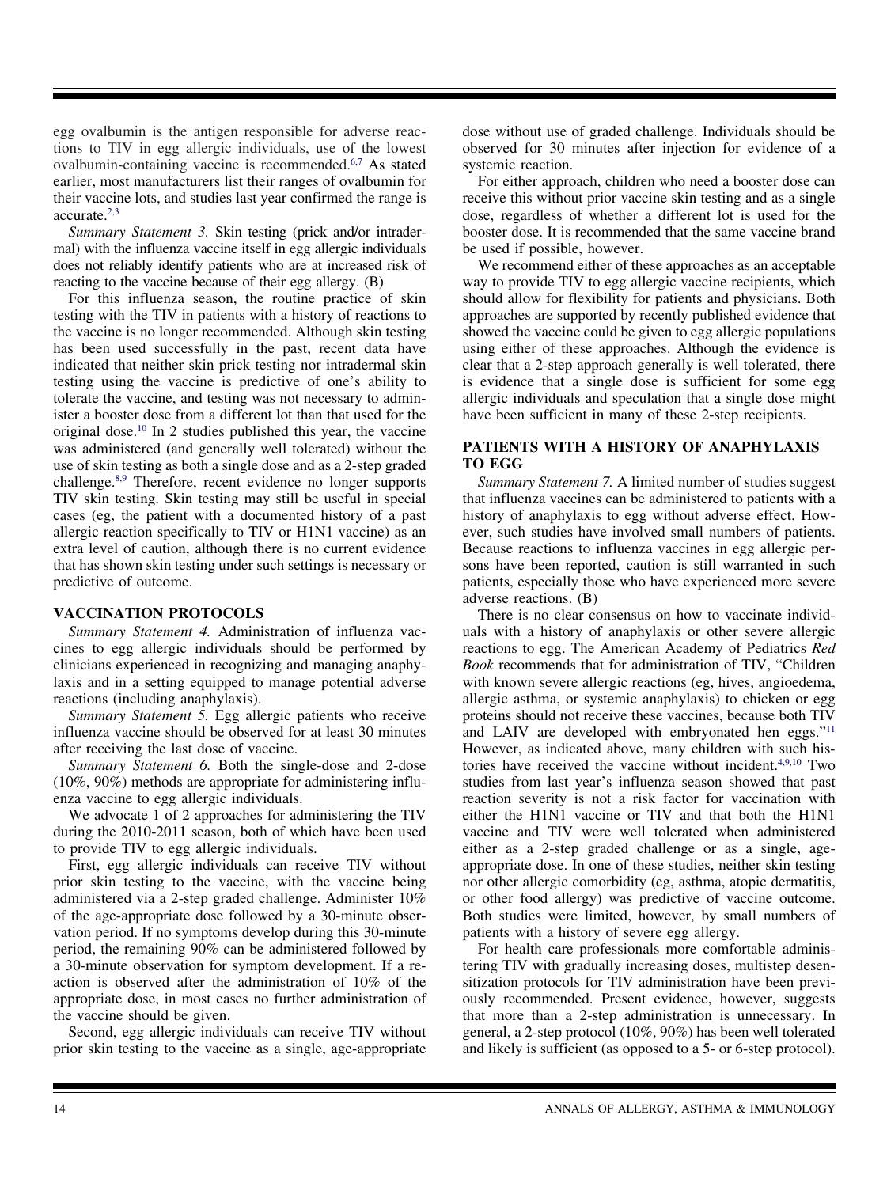egg ovalbumin is the antigen responsible for adverse reactions to TIV in egg allergic individuals, use of the lowest ovalbumin-containing vaccine is recommended.[6,7] As stated earlier, most manufacturers list their ranges of ovalbumin for their vaccine lots, and studies last year confirmed the range is accurate.[2,3]

*Summary Statement 3.* Skin testing (prick and/or intradermal) with the influenza vaccine itself in egg allergic individuals does not reliably identify patients who are at increased risk of reacting to the vaccine because of their egg allergy. (B)

For this influenza season, the routine practice of skin testing with the TIV in patients with a history of reactions to the vaccine is no longer recommended. Although skin testing has been used successfully in the past, recent data have indicated that neither skin prick testing nor intradermal skin testing using the vaccine is predictive of one's ability to tolerate the vaccine, and testing was not necessary to administer a booster dose from a different lot than that used for the original dose.[10] In 2 studies published this year, the vaccine was administered (and generally well tolerated) without the use of skin testing as both a single dose and as a 2-step graded challenge.[8,9] Therefore, recent evidence no longer supports TIV skin testing. Skin testing may still be useful in special cases (eg, the patient with a documented history of a past allergic reaction specifically to TIV or H1N1 vaccine) as an extra level of caution, although there is no current evidence that has shown skin testing under such settings is necessary or predictive of outcome.

## VACCINATION PROTOCOLS

*Summary Statement 4.* Administration of influenza vaccines to egg allergic individuals should be performed by clinicians experienced in recognizing and managing anaphylaxis and in a setting equipped to manage potential adverse reactions (including anaphylaxis).

*Summary Statement 5.* Egg allergic patients who receive influenza vaccine should be observed for at least 30 minutes after receiving the last dose of vaccine.

*Summary Statement 6.* Both the single-dose and 2-dose (10%, 90%) methods are appropriate for administering influenza vaccine to egg allergic individuals.

We advocate 1 of 2 approaches for administering the TIV during the 2010-2011 season, both of which have been used to provide TIV to egg allergic individuals.

First, egg allergic individuals can receive TIV without prior skin testing to the vaccine, with the vaccine being administered via a 2-step graded challenge. Administer 10% of the age-appropriate dose followed by a 30-minute observation period. If no symptoms develop during this 30-minute period, the remaining 90% can be administered followed by a 30-minute observation for symptom development. If a reaction is observed after the administration of 10% of the appropriate dose, in most cases no further administration of the vaccine should be given.

Second, egg allergic individuals can receive TIV without prior skin testing to the vaccine as a single, age-appropriate dose without use of graded challenge. Individuals should be observed for 30 minutes after injection for evidence of a systemic reaction.

For either approach, children who need a booster dose can receive this without prior vaccine skin testing and as a single dose, regardless of whether a different lot is used for the booster dose. It is recommended that the same vaccine brand be used if possible, however.

We recommend either of these approaches as an acceptable way to provide TIV to egg allergic vaccine recipients, which should allow for flexibility for patients and physicians. Both approaches are supported by recently published evidence that showed the vaccine could be given to egg allergic populations using either of these approaches. Although the evidence is clear that a 2-step approach generally is well tolerated, there is evidence that a single dose is sufficient for some egg allergic individuals and speculation that a single dose might have been sufficient in many of these 2-step recipients.

## PATIENTS WITH A HISTORY OF ANAPHYLAXIS TO EGG

*Summary Statement 7.* A limited number of studies suggest that influenza vaccines can be administered to patients with a history of anaphylaxis to egg without adverse effect. However, such studies have involved small numbers of patients. Because reactions to influenza vaccines in egg allergic persons have been reported, caution is still warranted in such patients, especially those who have experienced more severe adverse reactions. (B)

There is no clear consensus on how to vaccinate individuals with a history of anaphylaxis or other severe allergic reactions to egg. The American Academy of Pediatrics *Red Book* recommends that for administration of TIV, "Children with known severe allergic reactions (eg, hives, angioedema, allergic asthma, or systemic anaphylaxis) to chicken or egg proteins should not receive these vaccines, because both TIV and LAIV are developed with embryonated hen eggs."[11] However, as indicated above, many children with such histories have received the vaccine without incident.[4,9,10] Two studies from last year's influenza season showed that past reaction severity is not a risk factor for vaccination with either the H1N1 vaccine or TIV and that both the H1N1 vaccine and TIV were well tolerated when administered either as a 2-step graded challenge or as a single, age-appropriate dose. In one of these studies, neither skin testing nor other allergic comorbidity (eg, asthma, atopic dermatitis, or other food allergy) was predictive of vaccine outcome. Both studies were limited, however, by small numbers of patients with a history of severe egg allergy.

For health care professionals more comfortable administering TIV with gradually increasing doses, multistep desensitization protocols for TIV administration have been previously recommended. Present evidence, however, suggests that more than a 2-step administration is unnecessary. In general, a 2-step protocol (10%, 90%) has been well tolerated and likely is sufficient (as opposed to a 5- or 6-step protocol).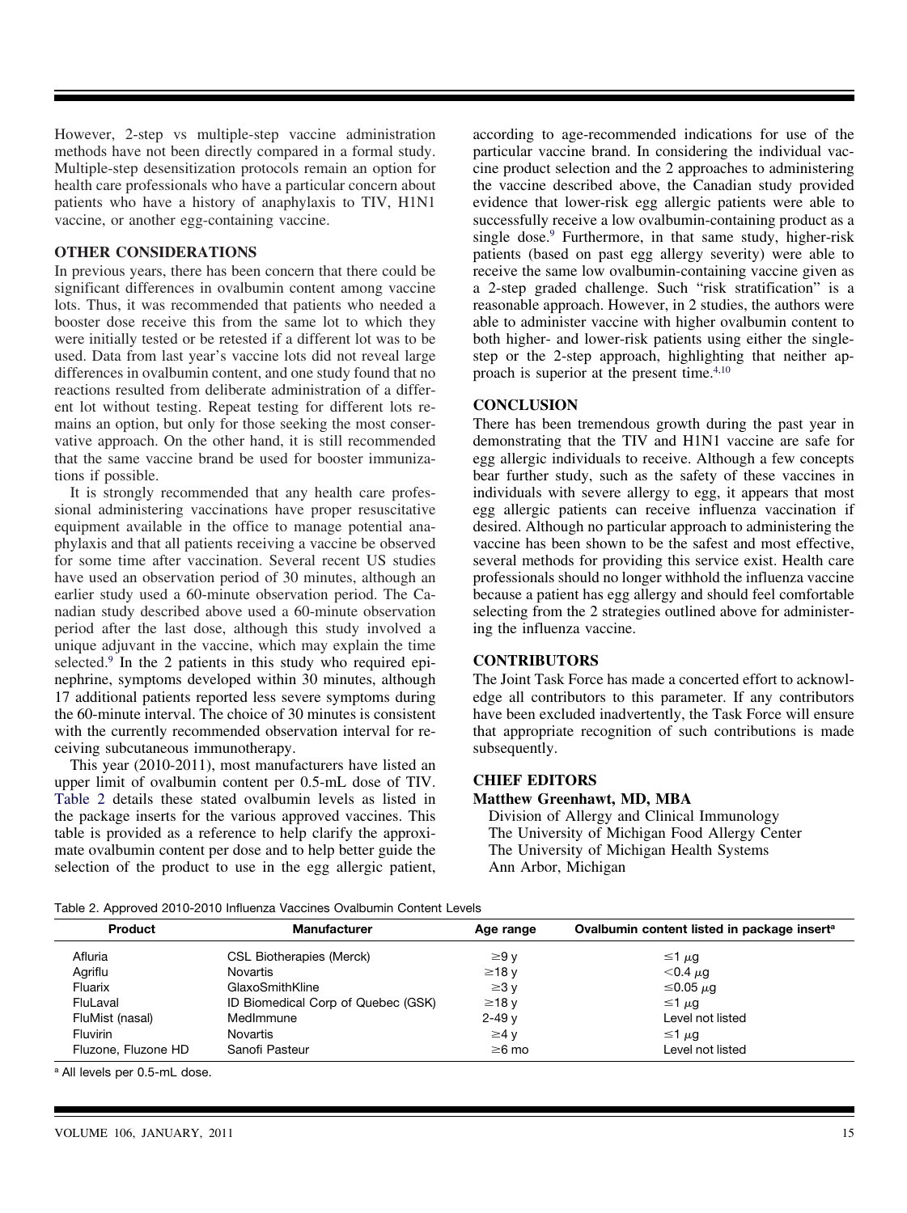However, 2-step vs multiple-step vaccine administration methods have not been directly compared in a formal study. Multiple-step desensitization protocols remain an option for health care professionals who have a particular concern about patients who have a history of anaphylaxis to TIV, H1N1 vaccine, or another egg-containing vaccine.

## OTHER CONSIDERATIONS

In previous years, there has been concern that there could be significant differences in ovalbumin content among vaccine lots. Thus, it was recommended that patients who needed a booster dose receive this from the same lot to which they were initially tested or be retested if a different lot was to be used. Data from last year's vaccine lots did not reveal large differences in ovalbumin content, and one study found that no reactions resulted from deliberate administration of a different lot without testing. Repeat testing for different lots remains an option, but only for those seeking the most conservative approach. On the other hand, it is still recommended that the same vaccine brand be used for booster immunizations if possible.

It is strongly recommended that any health care professional administering vaccinations have proper resuscitative equipment available in the office to manage potential anaphylaxis and that all patients receiving a vaccine be observed for some time after vaccination. Several recent US studies have used an observation period of 30 minutes, although an earlier study used a 60-minute observation period. The Canadian study described above used a 60-minute observation period after the last dose, although this study involved a unique adjuvant in the vaccine, which may explain the time selected.[9] In the 2 patients in this study who required epinephrine, symptoms developed within 30 minutes, although 17 additional patients reported less severe symptoms during the 60-minute interval. The choice of 30 minutes is consistent with the currently recommended observation interval for receiving subcutaneous immunotherapy.

This year (2010-2011), most manufacturers have listed an upper limit of ovalbumin content per 0.5-mL dose of TIV. Table 2 details these stated ovalbumin levels as listed in the package inserts for the various approved vaccines. This table is provided as a reference to help clarify the approximate ovalbumin content per dose and to help better guide the selection of the product to use in the egg allergic patient, according to age-recommended indications for use of the particular vaccine brand. In considering the individual vaccine product selection and the 2 approaches to administering the vaccine described above, the Canadian study provided evidence that lower-risk egg allergic patients were able to successfully receive a low ovalbumin-containing product as a single dose.[9] Furthermore, in that same study, higher-risk patients (based on past egg allergy severity) were able to receive the same low ovalbumin-containing vaccine given as a 2-step graded challenge. Such "risk stratification" is a reasonable approach. However, in 2 studies, the authors were able to administer vaccine with higher ovalbumin content to both higher- and lower-risk patients using either the single-step or the 2-step approach, highlighting that neither approach is superior at the present time.[4,10]

## CONCLUSION

There has been tremendous growth during the past year in demonstrating that the TIV and H1N1 vaccine are safe for egg allergic individuals to receive. Although a few concepts bear further study, such as the safety of these vaccines in individuals with severe allergy to egg, it appears that most egg allergic patients can receive influenza vaccination if desired. Although no particular approach to administering the vaccine has been shown to be the safest and most effective, several methods for providing this service exist. Health care professionals should no longer withhold the influenza vaccine because a patient has egg allergy and should feel comfortable selecting from the 2 strategies outlined above for administering the influenza vaccine.

## CONTRIBUTORS

The Joint Task Force has made a concerted effort to acknowledge all contributors to this parameter. If any contributors have been excluded inadvertently, the Task Force will ensure that appropriate recognition of such contributions is made subsequently.

## CHIEF EDITORS

**Matthew Greenhawt, MD, MBA**

Division of Allergy and Clinical Immunology
The University of Michigan Food Allergy Center
The University of Michigan Health Systems
Ann Arbor, Michigan

Table 2. Approved 2010-2010 Influenza Vaccines Ovalbumin Content Levels

| Product | Manufacturer | Age range | Ovalbumin content listed in package insert[a] |
|---|---|---|---|
| Afluria | CSL Biotherapies (Merck) | ≥9 y | ≤1 μg |
| Agriflu | Novartis | ≥18 y | <0.4 μg |
| Fluarix | GlaxoSmithKline | ≥3 y | ≤0.05 μg |
| FluLaval | ID Biomedical Corp of Quebec (GSK) | ≥18 y | ≤1 μg |
| FluMist (nasal) | MedImmune | 2-49 y | Level not listed |
| Fluvirin | Novartis | ≥4 y | ≤1 μg |
| Fluzone, Fluzone HD | Sanofi Pasteur | ≥6 mo | Level not listed |

[a] All levels per 0.5-mL dose.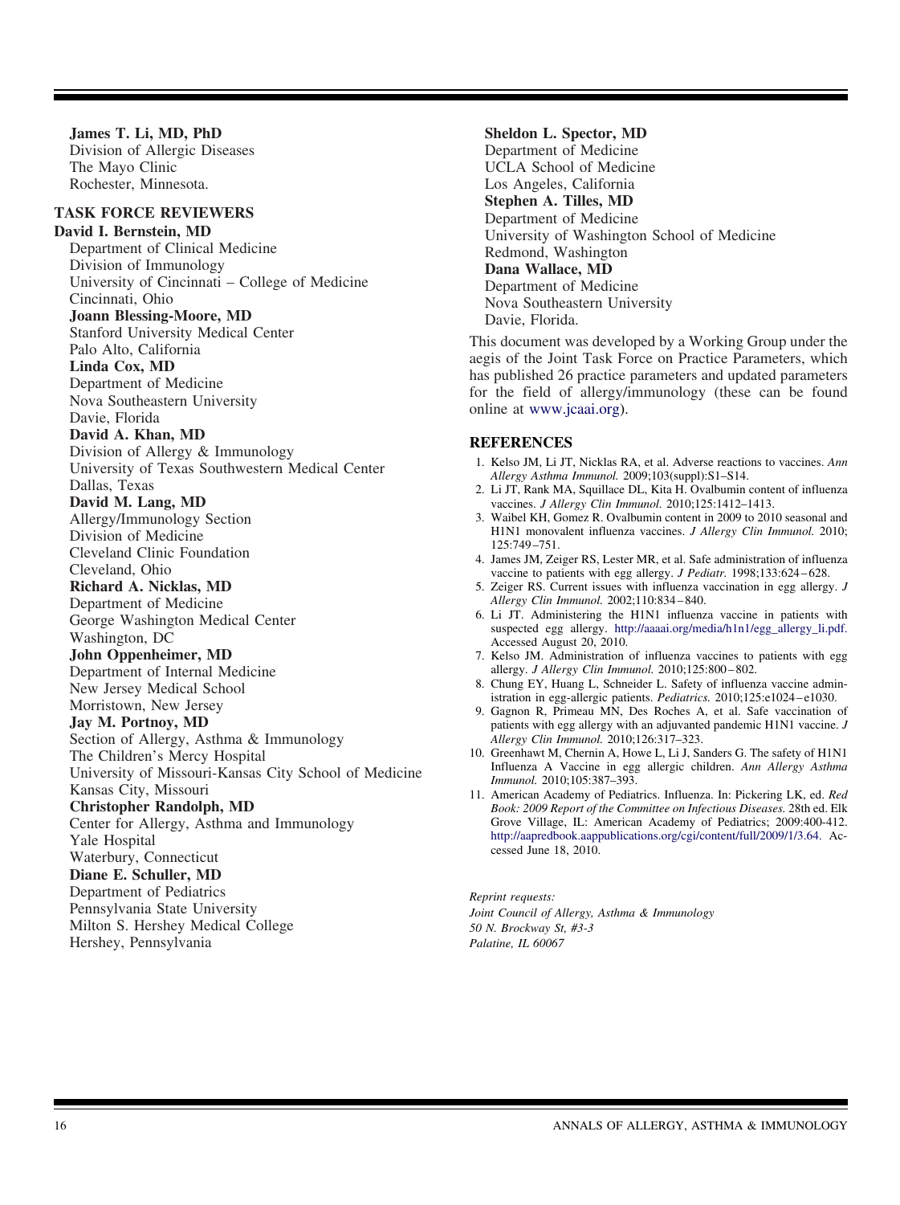**James T. Li, MD, PhD**
Division of Allergic Diseases
The Mayo Clinic
Rochester, Minnesota.

**TASK FORCE REVIEWERS**

**David I. Bernstein, MD**
Department of Clinical Medicine
Division of Immunology
University of Cincinnati – College of Medicine
Cincinnati, Ohio

**Joann Blessing-Moore, MD**
Stanford University Medical Center
Palo Alto, California

**Linda Cox, MD**
Department of Medicine
Nova Southeastern University
Davie, Florida

**David A. Khan, MD**
Division of Allergy & Immunology
University of Texas Southwestern Medical Center
Dallas, Texas

**David M. Lang, MD**
Allergy/Immunology Section
Division of Medicine
Cleveland Clinic Foundation
Cleveland, Ohio

**Richard A. Nicklas, MD**
Department of Medicine
George Washington Medical Center
Washington, DC

**John Oppenheimer, MD**
Department of Internal Medicine
New Jersey Medical School
Morristown, New Jersey

**Jay M. Portnoy, MD**
Section of Allergy, Asthma & Immunology
The Children's Mercy Hospital
University of Missouri-Kansas City School of Medicine
Kansas City, Missouri

**Christopher Randolph, MD**
Center for Allergy, Asthma and Immunology
Yale Hospital
Waterbury, Connecticut

**Diane E. Schuller, MD**
Department of Pediatrics
Pennsylvania State University
Milton S. Hershey Medical College
Hershey, Pennsylvania

**Sheldon L. Spector, MD**
Department of Medicine
UCLA School of Medicine
Los Angeles, California

**Stephen A. Tilles, MD**
Department of Medicine
University of Washington School of Medicine
Redmond, Washington

**Dana Wallace, MD**
Department of Medicine
Nova Southeastern University
Davie, Florida.

This document was developed by a Working Group under the aegis of the Joint Task Force on Practice Parameters, which has published 26 practice parameters and updated parameters for the field of allergy/immunology (these can be found online at www.jcaai.org).

## REFERENCES

1. Kelso JM, Li JT, Nicklas RA, et al. Adverse reactions to vaccines. *Ann Allergy Asthma Immunol.* 2009;103(suppl):S1–S14.
2. Li JT, Rank MA, Squillace DL, Kita H. Ovalbumin content of influenza vaccines. *J Allergy Clin Immunol.* 2010;125:1412–1413.
3. Waibel KH, Gomez R. Ovalbumin content in 2009 to 2010 seasonal and H1N1 monovalent influenza vaccines. *J Allergy Clin Immunol.* 2010; 125:749–751.
4. James JM, Zeiger RS, Lester MR, et al. Safe administration of influenza vaccine to patients with egg allergy. *J Pediatr.* 1998;133:624–628.
5. Zeiger RS. Current issues with influenza vaccination in egg allergy. *J Allergy Clin Immunol.* 2002;110:834–840.
6. Li JT. Administering the H1N1 influenza vaccine in patients with suspected egg allergy. http://aaaai.org/media/h1n1/egg_allergy_li.pdf. Accessed August 20, 2010.
7. Kelso JM. Administration of influenza vaccines to patients with egg allergy. *J Allergy Clin Immunol.* 2010;125:800–802.
8. Chung EY, Huang L, Schneider L. Safety of influenza vaccine administration in egg-allergic patients. *Pediatrics.* 2010;125:e1024–e1030.
9. Gagnon R, Primeau MN, Des Roches A, et al. Safe vaccination of patients with egg allergy with an adjuvanted pandemic H1N1 vaccine. *J Allergy Clin Immunol.* 2010;126:317–323.
10. Greenhawt M, Chernin A, Howe L, Li J, Sanders G. The safety of H1N1 Influenza A Vaccine in egg allergic children. *Ann Allergy Asthma Immunol.* 2010;105:387–393.
11. American Academy of Pediatrics. Influenza. In: Pickering LK, ed. *Red Book: 2009 Report of the Committee on Infectious Diseases.* 28th ed. Elk Grove Village, IL: American Academy of Pediatrics; 2009:400-412. http://aapredbook.aappublications.org/cgi/content/full/2009/1/3.64. Accessed June 18, 2010.

*Reprint requests:*
*Joint Council of Allergy, Asthma & Immunology*
*50 N. Brockway St, #3-3*
*Palatine, IL 60067*